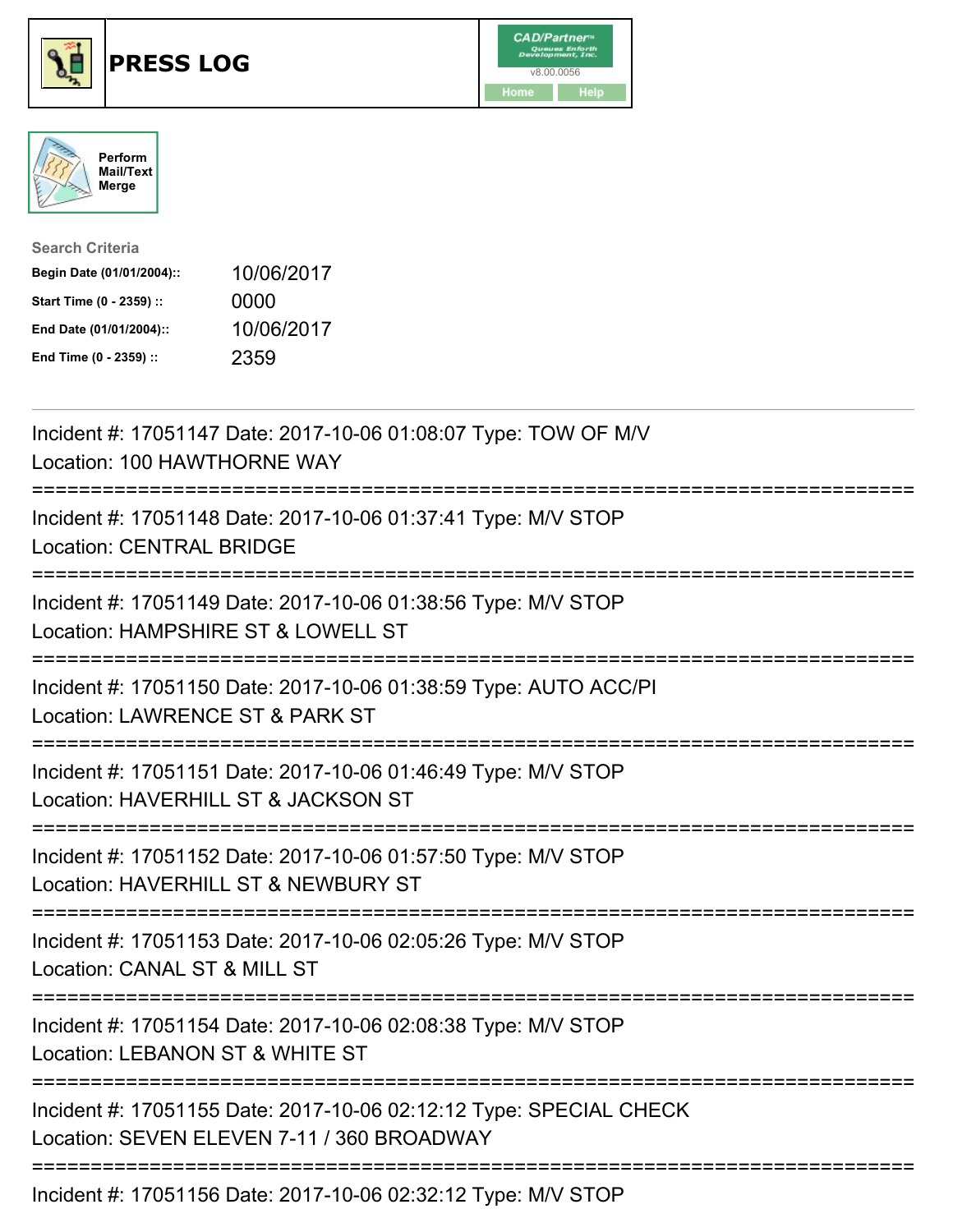# PRESS LOG

CAD/Partner™ v8.00.0056

Home Help

Perform Mail/Text Merge

**Search Criteria**

| | |
|---|---|
| **Begin Date (01/01/2004)::** | 10/06/2017 |
| **Start Time (0 - 2359) ::** | 0000 |
| **End Date (01/01/2004)::** | 10/06/2017 |
| **End Time (0 - 2359) ::** | 2359 |

---

Incident #: 17051147 Date: 2017-10-06 01:08:07 Type: TOW OF M/V
Location: 100 HAWTHORNE WAY

===========================================================================

Incident #: 17051148 Date: 2017-10-06 01:37:41 Type: M/V STOP
Location: CENTRAL BRIDGE

===========================================================================

Incident #: 17051149 Date: 2017-10-06 01:38:56 Type: M/V STOP
Location: HAMPSHIRE ST & LOWELL ST

===========================================================================

Incident #: 17051150 Date: 2017-10-06 01:38:59 Type: AUTO ACC/PI
Location: LAWRENCE ST & PARK ST

===========================================================================

Incident #: 17051151 Date: 2017-10-06 01:46:49 Type: M/V STOP
Location: HAVERHILL ST & JACKSON ST

===========================================================================

Incident #: 17051152 Date: 2017-10-06 01:57:50 Type: M/V STOP
Location: HAVERHILL ST & NEWBURY ST

===========================================================================

Incident #: 17051153 Date: 2017-10-06 02:05:26 Type: M/V STOP
Location: CANAL ST & MILL ST

===========================================================================

Incident #: 17051154 Date: 2017-10-06 02:08:38 Type: M/V STOP
Location: LEBANON ST & WHITE ST

===========================================================================

Incident #: 17051155 Date: 2017-10-06 02:12:12 Type: SPECIAL CHECK
Location: SEVEN ELEVEN 7-11 / 360 BROADWAY

===========================================================================

Incident #: 17051156 Date: 2017-10-06 02:32:12 Type: M/V STOP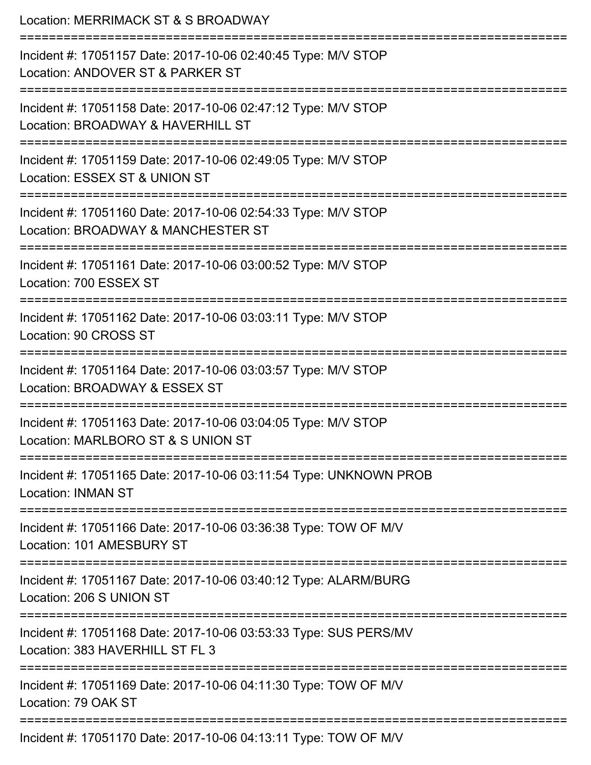Location: MERRIMACK ST & S BROADWAY

===========================================================================

Incident #: 17051157 Date: 2017-10-06 02:40:45 Type: M/V STOP
Location: ANDOVER ST & PARKER ST

===========================================================================

Incident #: 17051158 Date: 2017-10-06 02:47:12 Type: M/V STOP
Location: BROADWAY & HAVERHILL ST

===========================================================================

Incident #: 17051159 Date: 2017-10-06 02:49:05 Type: M/V STOP
Location: ESSEX ST & UNION ST

===========================================================================

Incident #: 17051160 Date: 2017-10-06 02:54:33 Type: M/V STOP
Location: BROADWAY & MANCHESTER ST

===========================================================================

Incident #: 17051161 Date: 2017-10-06 03:00:52 Type: M/V STOP
Location: 700 ESSEX ST

===========================================================================

Incident #: 17051162 Date: 2017-10-06 03:03:11 Type: M/V STOP
Location: 90 CROSS ST

===========================================================================

Incident #: 17051164 Date: 2017-10-06 03:03:57 Type: M/V STOP
Location: BROADWAY & ESSEX ST

===========================================================================

Incident #: 17051163 Date: 2017-10-06 03:04:05 Type: M/V STOP
Location: MARLBORO ST & S UNION ST

===========================================================================

Incident #: 17051165 Date: 2017-10-06 03:11:54 Type: UNKNOWN PROB
Location: INMAN ST

===========================================================================

Incident #: 17051166 Date: 2017-10-06 03:36:38 Type: TOW OF M/V
Location: 101 AMESBURY ST

===========================================================================

Incident #: 17051167 Date: 2017-10-06 03:40:12 Type: ALARM/BURG
Location: 206 S UNION ST

===========================================================================

Incident #: 17051168 Date: 2017-10-06 03:53:33 Type: SUS PERS/MV
Location: 383 HAVERHILL ST FL 3

===========================================================================

Incident #: 17051169 Date: 2017-10-06 04:11:30 Type: TOW OF M/V
Location: 79 OAK ST

===========================================================================

Incident #: 17051170 Date: 2017-10-06 04:13:11 Type: TOW OF M/V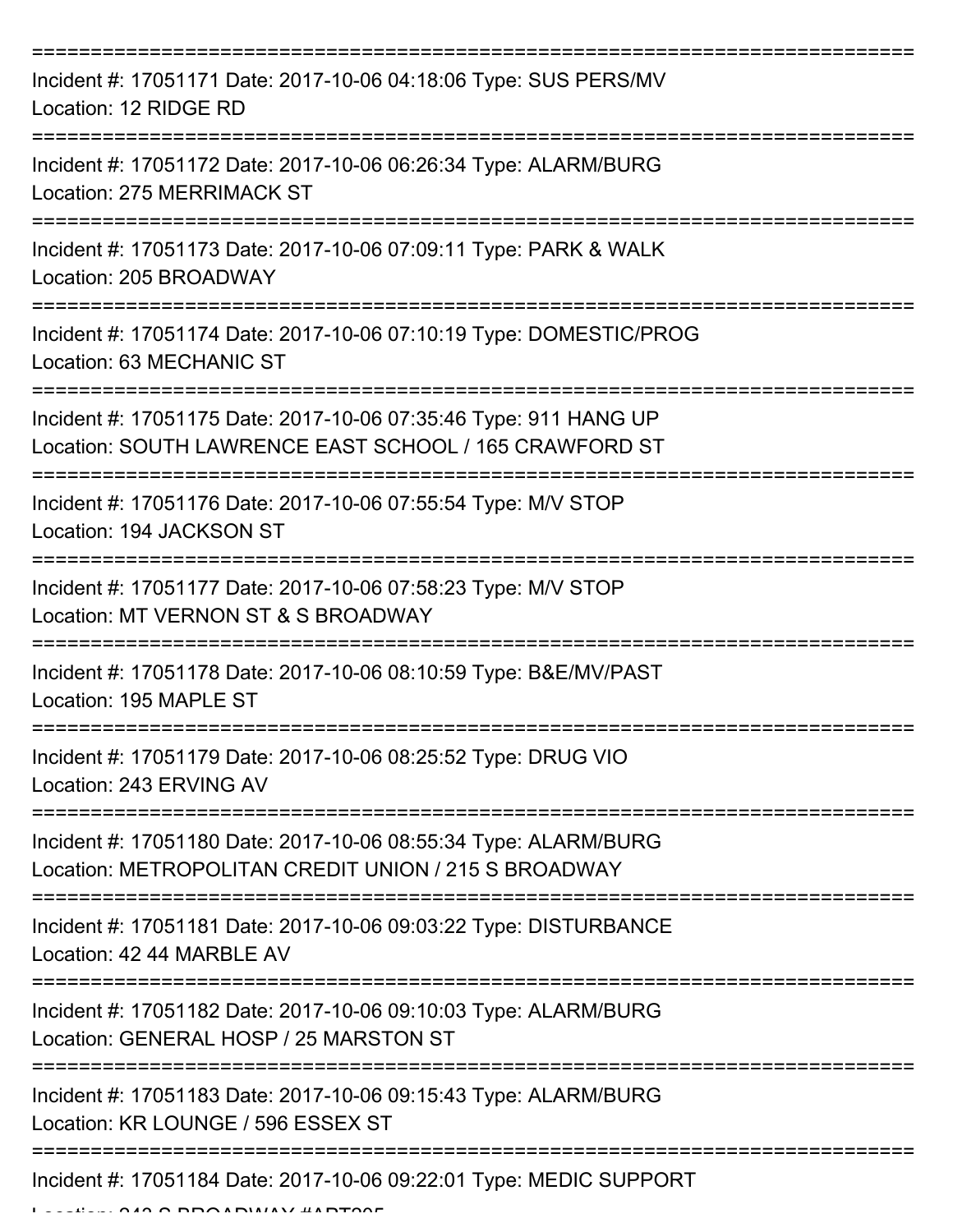Incident #: 17051171 Date: 2017-10-06 04:18:06 Type: SUS PERS/MV
Location: 12 RIDGE RD

Incident #: 17051172 Date: 2017-10-06 06:26:34 Type: ALARM/BURG
Location: 275 MERRIMACK ST

Incident #: 17051173 Date: 2017-10-06 07:09:11 Type: PARK & WALK
Location: 205 BROADWAY

Incident #: 17051174 Date: 2017-10-06 07:10:19 Type: DOMESTIC/PROG
Location: 63 MECHANIC ST

Incident #: 17051175 Date: 2017-10-06 07:35:46 Type: 911 HANG UP
Location: SOUTH LAWRENCE EAST SCHOOL / 165 CRAWFORD ST

Incident #: 17051176 Date: 2017-10-06 07:55:54 Type: M/V STOP
Location: 194 JACKSON ST

Incident #: 17051177 Date: 2017-10-06 07:58:23 Type: M/V STOP
Location: MT VERNON ST & S BROADWAY

Incident #: 17051178 Date: 2017-10-06 08:10:59 Type: B&E/MV/PAST
Location: 195 MAPLE ST

Incident #: 17051179 Date: 2017-10-06 08:25:52 Type: DRUG VIO
Location: 243 ERVING AV

Incident #: 17051180 Date: 2017-10-06 08:55:34 Type: ALARM/BURG
Location: METROPOLITAN CREDIT UNION / 215 S BROADWAY

Incident #: 17051181 Date: 2017-10-06 09:03:22 Type: DISTURBANCE
Location: 42 44 MARBLE AV

Incident #: 17051182 Date: 2017-10-06 09:10:03 Type: ALARM/BURG
Location: GENERAL HOSP / 25 MARSTON ST

Incident #: 17051183 Date: 2017-10-06 09:15:43 Type: ALARM/BURG
Location: KR LOUNGE / 596 ESSEX ST

Incident #: 17051184 Date: 2017-10-06 09:22:01 Type: MEDIC SUPPORT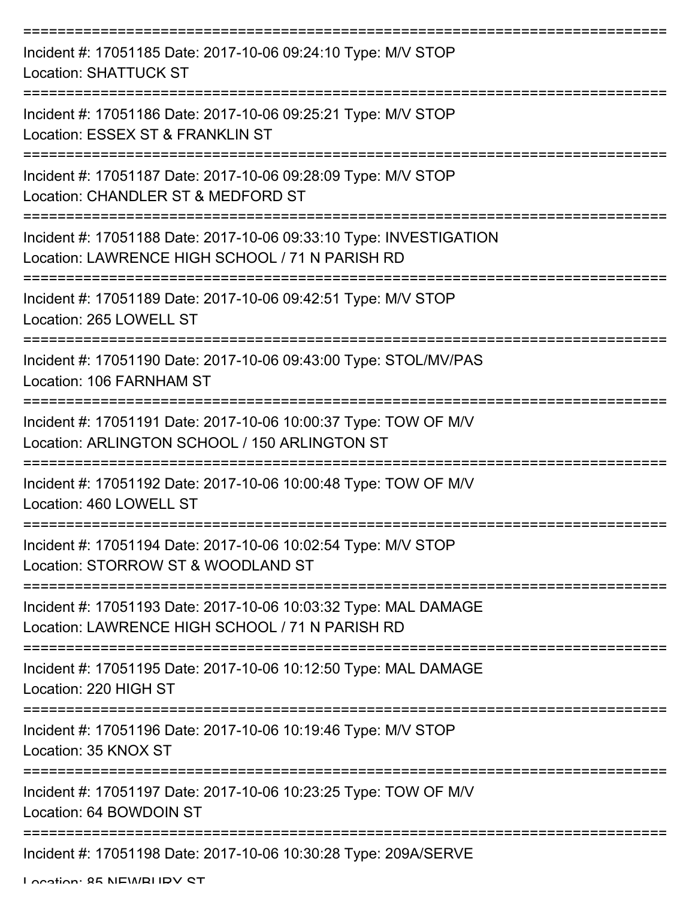===========================================================================

Incident #: 17051185 Date: 2017-10-06 09:24:10 Type: M/V STOP
Location: SHATTUCK ST

===========================================================================

Incident #: 17051186 Date: 2017-10-06 09:25:21 Type: M/V STOP
Location: ESSEX ST & FRANKLIN ST

===========================================================================

Incident #: 17051187 Date: 2017-10-06 09:28:09 Type: M/V STOP
Location: CHANDLER ST & MEDFORD ST

===========================================================================

Incident #: 17051188 Date: 2017-10-06 09:33:10 Type: INVESTIGATION
Location: LAWRENCE HIGH SCHOOL / 71 N PARISH RD

===========================================================================

Incident #: 17051189 Date: 2017-10-06 09:42:51 Type: M/V STOP
Location: 265 LOWELL ST

===========================================================================

Incident #: 17051190 Date: 2017-10-06 09:43:00 Type: STOL/MV/PAS
Location: 106 FARNHAM ST

===========================================================================

Incident #: 17051191 Date: 2017-10-06 10:00:37 Type: TOW OF M/V
Location: ARLINGTON SCHOOL / 150 ARLINGTON ST

===========================================================================

Incident #: 17051192 Date: 2017-10-06 10:00:48 Type: TOW OF M/V
Location: 460 LOWELL ST

===========================================================================

Incident #: 17051194 Date: 2017-10-06 10:02:54 Type: M/V STOP
Location: STORROW ST & WOODLAND ST

===========================================================================

Incident #: 17051193 Date: 2017-10-06 10:03:32 Type: MAL DAMAGE
Location: LAWRENCE HIGH SCHOOL / 71 N PARISH RD

===========================================================================

Incident #: 17051195 Date: 2017-10-06 10:12:50 Type: MAL DAMAGE
Location: 220 HIGH ST

===========================================================================

Incident #: 17051196 Date: 2017-10-06 10:19:46 Type: M/V STOP
Location: 35 KNOX ST

===========================================================================

Incident #: 17051197 Date: 2017-10-06 10:23:25 Type: TOW OF M/V
Location: 64 BOWDOIN ST

===========================================================================

Incident #: 17051198 Date: 2017-10-06 10:30:28 Type: 209A/SERVE
Location: 85 NEWBURY ST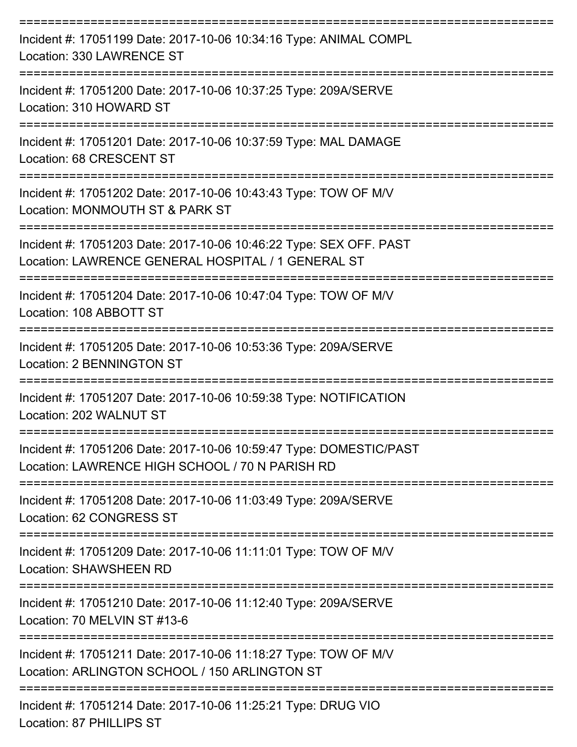===========================================================================

Incident #: 17051199 Date: 2017-10-06 10:34:16 Type: ANIMAL COMPL
Location: 330 LAWRENCE ST

===========================================================================

Incident #: 17051200 Date: 2017-10-06 10:37:25 Type: 209A/SERVE
Location: 310 HOWARD ST

===========================================================================

Incident #: 17051201 Date: 2017-10-06 10:37:59 Type: MAL DAMAGE
Location: 68 CRESCENT ST

===========================================================================

Incident #: 17051202 Date: 2017-10-06 10:43:43 Type: TOW OF M/V
Location: MONMOUTH ST & PARK ST

===========================================================================

Incident #: 17051203 Date: 2017-10-06 10:46:22 Type: SEX OFF. PAST
Location: LAWRENCE GENERAL HOSPITAL / 1 GENERAL ST

===========================================================================

Incident #: 17051204 Date: 2017-10-06 10:47:04 Type: TOW OF M/V
Location: 108 ABBOTT ST

===========================================================================

Incident #: 17051205 Date: 2017-10-06 10:53:36 Type: 209A/SERVE
Location: 2 BENNINGTON ST

===========================================================================

Incident #: 17051207 Date: 2017-10-06 10:59:38 Type: NOTIFICATION
Location: 202 WALNUT ST

===========================================================================

Incident #: 17051206 Date: 2017-10-06 10:59:47 Type: DOMESTIC/PAST
Location: LAWRENCE HIGH SCHOOL / 70 N PARISH RD

===========================================================================

Incident #: 17051208 Date: 2017-10-06 11:03:49 Type: 209A/SERVE
Location: 62 CONGRESS ST

===========================================================================

Incident #: 17051209 Date: 2017-10-06 11:11:01 Type: TOW OF M/V
Location: SHAWSHEEN RD

===========================================================================

Incident #: 17051210 Date: 2017-10-06 11:12:40 Type: 209A/SERVE
Location: 70 MELVIN ST #13-6

===========================================================================

Incident #: 17051211 Date: 2017-10-06 11:18:27 Type: TOW OF M/V
Location: ARLINGTON SCHOOL / 150 ARLINGTON ST

===========================================================================

Incident #: 17051214 Date: 2017-10-06 11:25:21 Type: DRUG VIO
Location: 87 PHILLIPS ST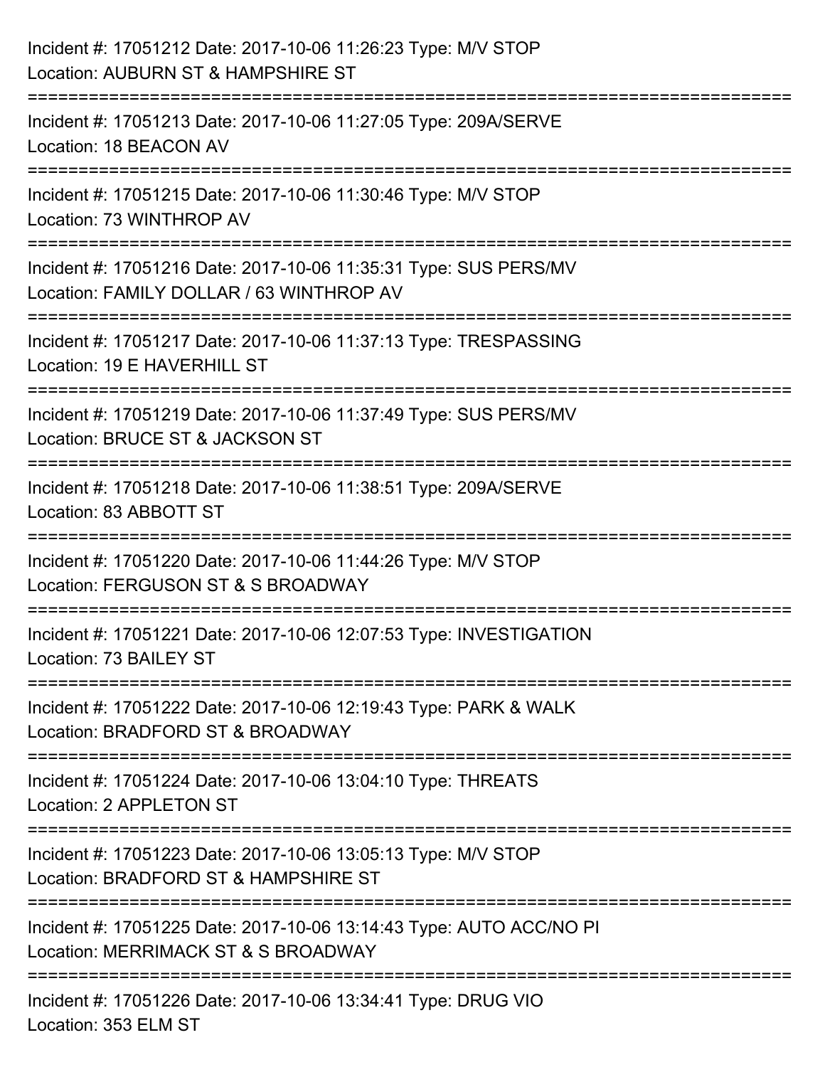Incident #: 17051212 Date: 2017-10-06 11:26:23 Type: M/V STOP
Location: AUBURN ST & HAMPSHIRE ST

===========================================================================

Incident #: 17051213 Date: 2017-10-06 11:27:05 Type: 209A/SERVE
Location: 18 BEACON AV

===========================================================================

Incident #: 17051215 Date: 2017-10-06 11:30:46 Type: M/V STOP
Location: 73 WINTHROP AV

===========================================================================

Incident #: 17051216 Date: 2017-10-06 11:35:31 Type: SUS PERS/MV
Location: FAMILY DOLLAR / 63 WINTHROP AV

===========================================================================

Incident #: 17051217 Date: 2017-10-06 11:37:13 Type: TRESPASSING
Location: 19 E HAVERHILL ST

===========================================================================

Incident #: 17051219 Date: 2017-10-06 11:37:49 Type: SUS PERS/MV
Location: BRUCE ST & JACKSON ST

===========================================================================

Incident #: 17051218 Date: 2017-10-06 11:38:51 Type: 209A/SERVE
Location: 83 ABBOTT ST

===========================================================================

Incident #: 17051220 Date: 2017-10-06 11:44:26 Type: M/V STOP
Location: FERGUSON ST & S BROADWAY

===========================================================================

Incident #: 17051221 Date: 2017-10-06 12:07:53 Type: INVESTIGATION
Location: 73 BAILEY ST

===========================================================================

Incident #: 17051222 Date: 2017-10-06 12:19:43 Type: PARK & WALK
Location: BRADFORD ST & BROADWAY

===========================================================================

Incident #: 17051224 Date: 2017-10-06 13:04:10 Type: THREATS
Location: 2 APPLETON ST

===========================================================================

Incident #: 17051223 Date: 2017-10-06 13:05:13 Type: M/V STOP
Location: BRADFORD ST & HAMPSHIRE ST

===========================================================================

Incident #: 17051225 Date: 2017-10-06 13:14:43 Type: AUTO ACC/NO PI
Location: MERRIMACK ST & S BROADWAY

===========================================================================

Incident #: 17051226 Date: 2017-10-06 13:34:41 Type: DRUG VIO
Location: 353 ELM ST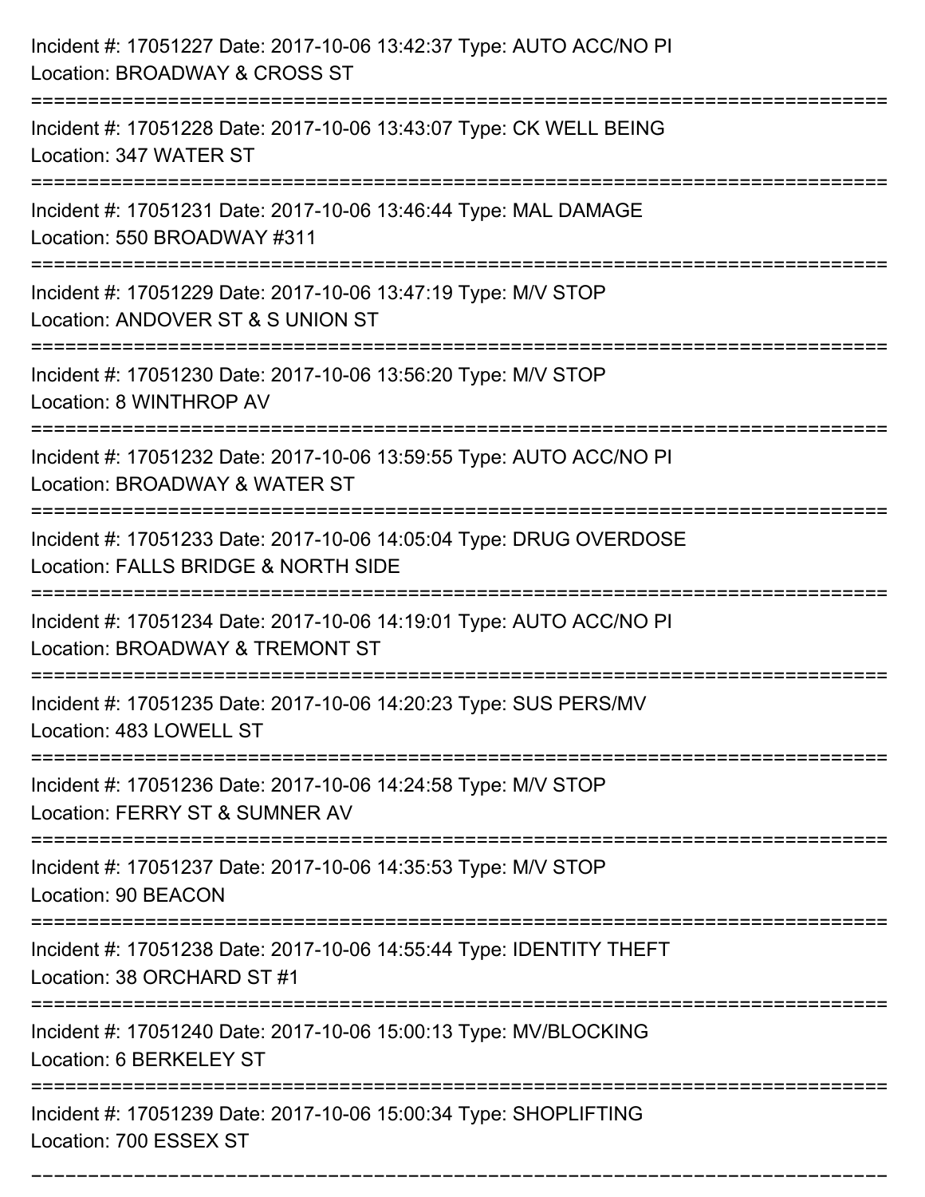Incident #: 17051227 Date: 2017-10-06 13:42:37 Type: AUTO ACC/NO PI
Location: BROADWAY & CROSS ST

===========================================================================

Incident #: 17051228 Date: 2017-10-06 13:43:07 Type: CK WELL BEING
Location: 347 WATER ST

===========================================================================

Incident #: 17051231 Date: 2017-10-06 13:46:44 Type: MAL DAMAGE
Location: 550 BROADWAY #311

===========================================================================

Incident #: 17051229 Date: 2017-10-06 13:47:19 Type: M/V STOP
Location: ANDOVER ST & S UNION ST

===========================================================================

Incident #: 17051230 Date: 2017-10-06 13:56:20 Type: M/V STOP
Location: 8 WINTHROP AV

===========================================================================

Incident #: 17051232 Date: 2017-10-06 13:59:55 Type: AUTO ACC/NO PI
Location: BROADWAY & WATER ST

===========================================================================

Incident #: 17051233 Date: 2017-10-06 14:05:04 Type: DRUG OVERDOSE
Location: FALLS BRIDGE & NORTH SIDE

===========================================================================

Incident #: 17051234 Date: 2017-10-06 14:19:01 Type: AUTO ACC/NO PI
Location: BROADWAY & TREMONT ST

===========================================================================

Incident #: 17051235 Date: 2017-10-06 14:20:23 Type: SUS PERS/MV
Location: 483 LOWELL ST

===========================================================================

Incident #: 17051236 Date: 2017-10-06 14:24:58 Type: M/V STOP
Location: FERRY ST & SUMNER AV

===========================================================================

Incident #: 17051237 Date: 2017-10-06 14:35:53 Type: M/V STOP
Location: 90 BEACON

===========================================================================

Incident #: 17051238 Date: 2017-10-06 14:55:44 Type: IDENTITY THEFT
Location: 38 ORCHARD ST #1

===========================================================================

Incident #: 17051240 Date: 2017-10-06 15:00:13 Type: MV/BLOCKING
Location: 6 BERKELEY ST

===========================================================================

Incident #: 17051239 Date: 2017-10-06 15:00:34 Type: SHOPLIFTING
Location: 700 ESSEX ST

===========================================================================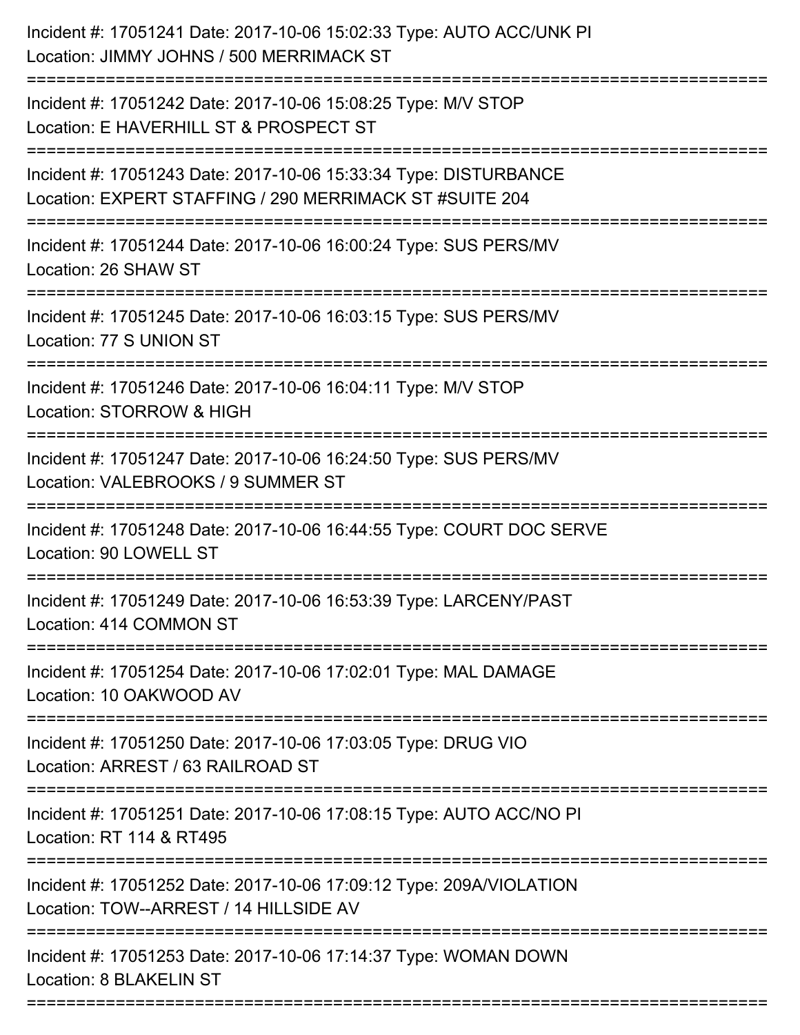Incident #: 17051241 Date: 2017-10-06 15:02:33 Type: AUTO ACC/UNK PI
Location: JIMMY JOHNS / 500 MERRIMACK ST

===========================================================================

Incident #: 17051242 Date: 2017-10-06 15:08:25 Type: M/V STOP
Location: E HAVERHILL ST & PROSPECT ST

===========================================================================

Incident #: 17051243 Date: 2017-10-06 15:33:34 Type: DISTURBANCE
Location: EXPERT STAFFING / 290 MERRIMACK ST #SUITE 204

===========================================================================

Incident #: 17051244 Date: 2017-10-06 16:00:24 Type: SUS PERS/MV
Location: 26 SHAW ST

===========================================================================

Incident #: 17051245 Date: 2017-10-06 16:03:15 Type: SUS PERS/MV
Location: 77 S UNION ST

===========================================================================

Incident #: 17051246 Date: 2017-10-06 16:04:11 Type: M/V STOP
Location: STORROW & HIGH

===========================================================================

Incident #: 17051247 Date: 2017-10-06 16:24:50 Type: SUS PERS/MV
Location: VALEBROOKS / 9 SUMMER ST

===========================================================================

Incident #: 17051248 Date: 2017-10-06 16:44:55 Type: COURT DOC SERVE
Location: 90 LOWELL ST

===========================================================================

Incident #: 17051249 Date: 2017-10-06 16:53:39 Type: LARCENY/PAST
Location: 414 COMMON ST

===========================================================================

Incident #: 17051254 Date: 2017-10-06 17:02:01 Type: MAL DAMAGE
Location: 10 OAKWOOD AV

===========================================================================

Incident #: 17051250 Date: 2017-10-06 17:03:05 Type: DRUG VIO
Location: ARREST / 63 RAILROAD ST

===========================================================================

Incident #: 17051251 Date: 2017-10-06 17:08:15 Type: AUTO ACC/NO PI
Location: RT 114 & RT495

===========================================================================

Incident #: 17051252 Date: 2017-10-06 17:09:12 Type: 209A/VIOLATION
Location: TOW--ARREST / 14 HILLSIDE AV

===========================================================================

Incident #: 17051253 Date: 2017-10-06 17:14:37 Type: WOMAN DOWN
Location: 8 BLAKELIN ST

===========================================================================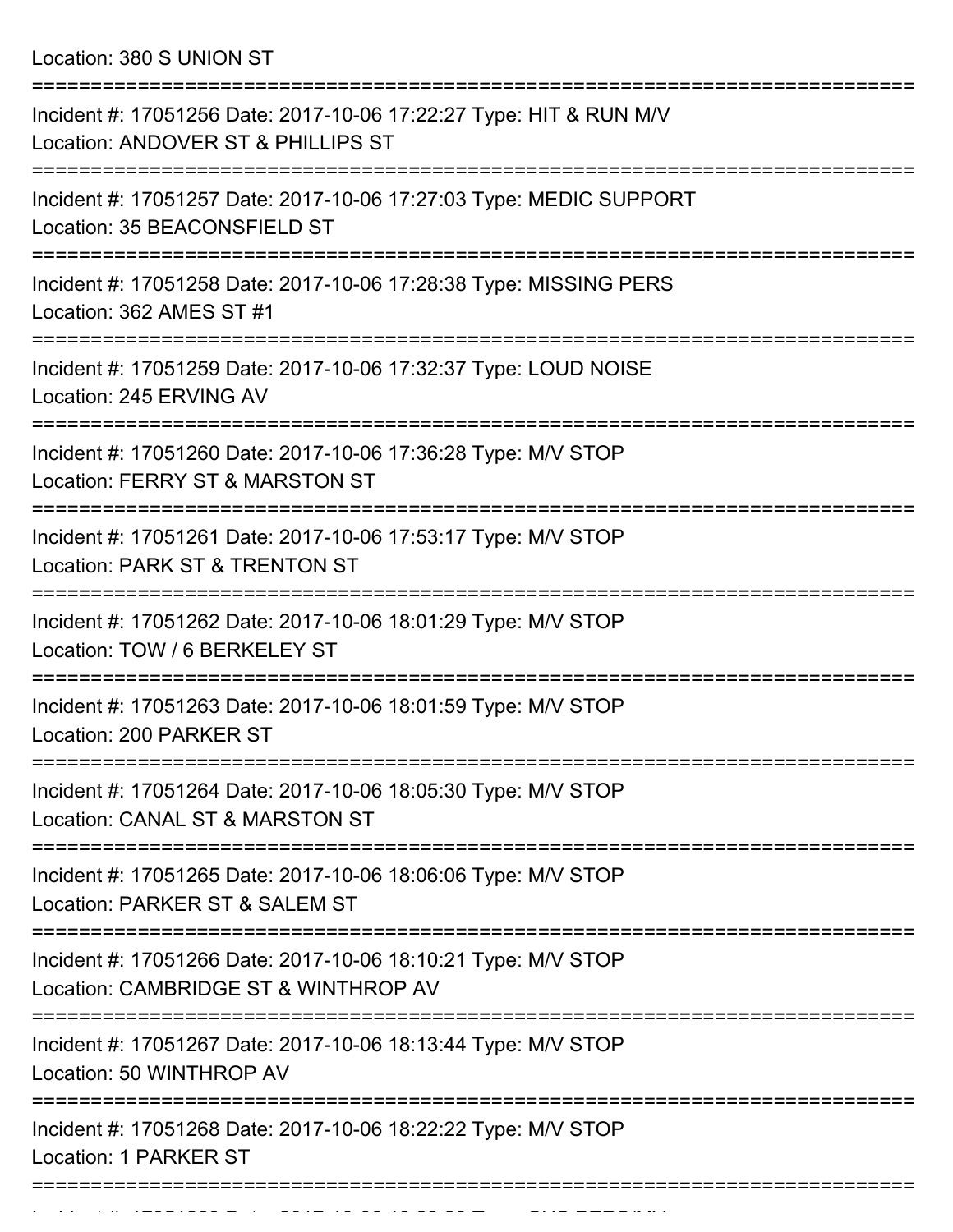Location: 380 S UNION ST

===========================================================================

Incident #: 17051256 Date: 2017-10-06 17:22:27 Type: HIT & RUN M/V
Location: ANDOVER ST & PHILLIPS ST

===========================================================================

Incident #: 17051257 Date: 2017-10-06 17:27:03 Type: MEDIC SUPPORT
Location: 35 BEACONSFIELD ST

===========================================================================

Incident #: 17051258 Date: 2017-10-06 17:28:38 Type: MISSING PERS
Location: 362 AMES ST #1

===========================================================================

Incident #: 17051259 Date: 2017-10-06 17:32:37 Type: LOUD NOISE
Location: 245 ERVING AV

===========================================================================

Incident #: 17051260 Date: 2017-10-06 17:36:28 Type: M/V STOP
Location: FERRY ST & MARSTON ST

===========================================================================

Incident #: 17051261 Date: 2017-10-06 17:53:17 Type: M/V STOP
Location: PARK ST & TRENTON ST

===========================================================================

Incident #: 17051262 Date: 2017-10-06 18:01:29 Type: M/V STOP
Location: TOW / 6 BERKELEY ST

===========================================================================

Incident #: 17051263 Date: 2017-10-06 18:01:59 Type: M/V STOP
Location: 200 PARKER ST

===========================================================================

Incident #: 17051264 Date: 2017-10-06 18:05:30 Type: M/V STOP
Location: CANAL ST & MARSTON ST

===========================================================================

Incident #: 17051265 Date: 2017-10-06 18:06:06 Type: M/V STOP
Location: PARKER ST & SALEM ST

===========================================================================

Incident #: 17051266 Date: 2017-10-06 18:10:21 Type: M/V STOP
Location: CAMBRIDGE ST & WINTHROP AV

===========================================================================

Incident #: 17051267 Date: 2017-10-06 18:13:44 Type: M/V STOP
Location: 50 WINTHROP AV

===========================================================================

Incident #: 17051268 Date: 2017-10-06 18:22:22 Type: M/V STOP
Location: 1 PARKER ST

===========================================================================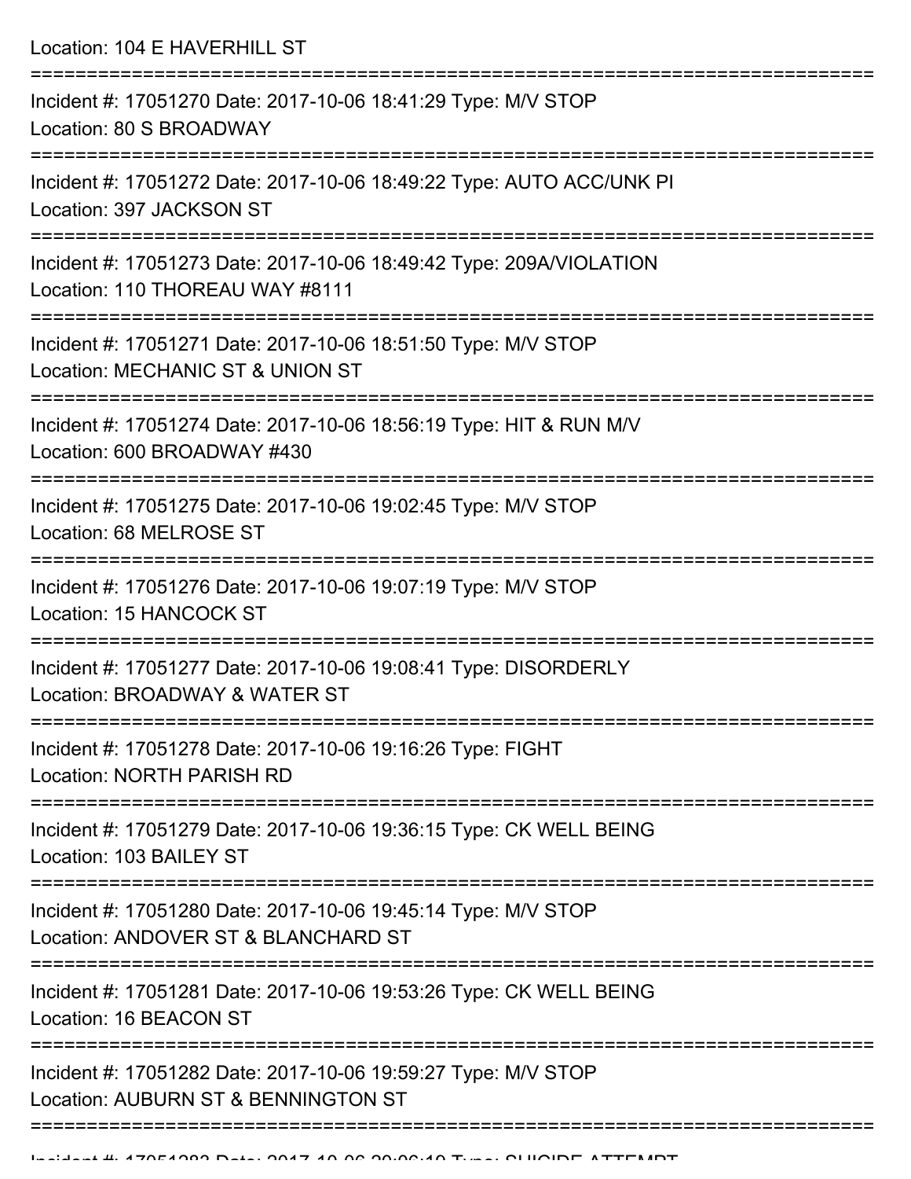Location: 104 E HAVERHILL ST

===========================================================================

Incident #: 17051270 Date: 2017-10-06 18:41:29 Type: M/V STOP
Location: 80 S BROADWAY

===========================================================================

Incident #: 17051272 Date: 2017-10-06 18:49:22 Type: AUTO ACC/UNK PI
Location: 397 JACKSON ST

===========================================================================

Incident #: 17051273 Date: 2017-10-06 18:49:42 Type: 209A/VIOLATION
Location: 110 THOREAU WAY #8111

===========================================================================

Incident #: 17051271 Date: 2017-10-06 18:51:50 Type: M/V STOP
Location: MECHANIC ST & UNION ST

===========================================================================

Incident #: 17051274 Date: 2017-10-06 18:56:19 Type: HIT & RUN M/V
Location: 600 BROADWAY #430

===========================================================================

Incident #: 17051275 Date: 2017-10-06 19:02:45 Type: M/V STOP
Location: 68 MELROSE ST

===========================================================================

Incident #: 17051276 Date: 2017-10-06 19:07:19 Type: M/V STOP
Location: 15 HANCOCK ST

===========================================================================

Incident #: 17051277 Date: 2017-10-06 19:08:41 Type: DISORDERLY
Location: BROADWAY & WATER ST

===========================================================================

Incident #: 17051278 Date: 2017-10-06 19:16:26 Type: FIGHT
Location: NORTH PARISH RD

===========================================================================

Incident #: 17051279 Date: 2017-10-06 19:36:15 Type: CK WELL BEING
Location: 103 BAILEY ST

===========================================================================

Incident #: 17051280 Date: 2017-10-06 19:45:14 Type: M/V STOP
Location: ANDOVER ST & BLANCHARD ST

===========================================================================

Incident #: 17051281 Date: 2017-10-06 19:53:26 Type: CK WELL BEING
Location: 16 BEACON ST

===========================================================================

Incident #: 17051282 Date: 2017-10-06 19:59:27 Type: M/V STOP
Location: AUBURN ST & BENNINGTON ST

===========================================================================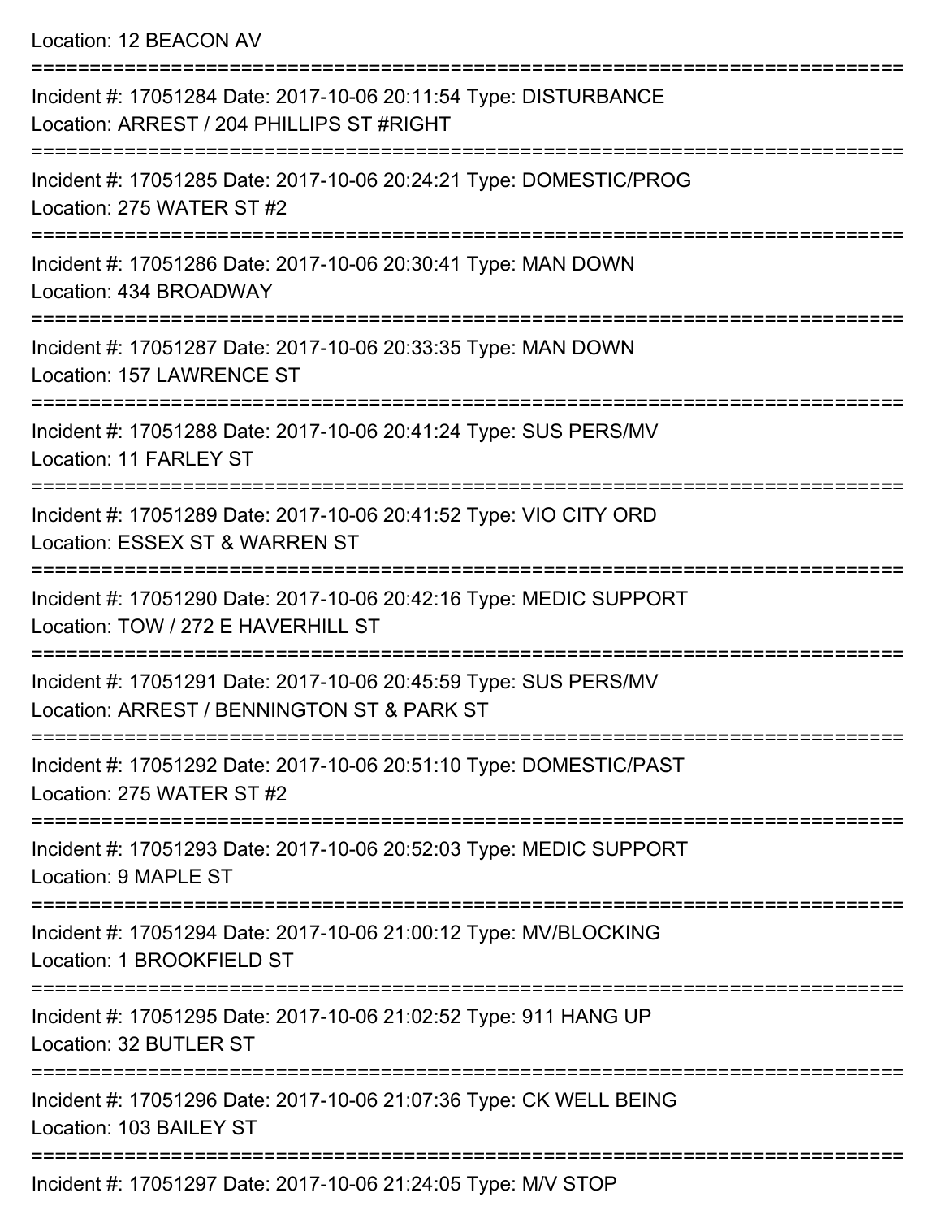Location: 12 BEACON AV

===========================================================================

Incident #: 17051284 Date: 2017-10-06 20:11:54 Type: DISTURBANCE
Location: ARREST / 204 PHILLIPS ST #RIGHT

===========================================================================

Incident #: 17051285 Date: 2017-10-06 20:24:21 Type: DOMESTIC/PROG
Location: 275 WATER ST #2

===========================================================================

Incident #: 17051286 Date: 2017-10-06 20:30:41 Type: MAN DOWN
Location: 434 BROADWAY

===========================================================================

Incident #: 17051287 Date: 2017-10-06 20:33:35 Type: MAN DOWN
Location: 157 LAWRENCE ST

===========================================================================

Incident #: 17051288 Date: 2017-10-06 20:41:24 Type: SUS PERS/MV
Location: 11 FARLEY ST

===========================================================================

Incident #: 17051289 Date: 2017-10-06 20:41:52 Type: VIO CITY ORD
Location: ESSEX ST & WARREN ST

===========================================================================

Incident #: 17051290 Date: 2017-10-06 20:42:16 Type: MEDIC SUPPORT
Location: TOW / 272 E HAVERHILL ST

===========================================================================

Incident #: 17051291 Date: 2017-10-06 20:45:59 Type: SUS PERS/MV
Location: ARREST / BENNINGTON ST & PARK ST

===========================================================================

Incident #: 17051292 Date: 2017-10-06 20:51:10 Type: DOMESTIC/PAST
Location: 275 WATER ST #2

===========================================================================

Incident #: 17051293 Date: 2017-10-06 20:52:03 Type: MEDIC SUPPORT
Location: 9 MAPLE ST

===========================================================================

Incident #: 17051294 Date: 2017-10-06 21:00:12 Type: MV/BLOCKING
Location: 1 BROOKFIELD ST

===========================================================================

Incident #: 17051295 Date: 2017-10-06 21:02:52 Type: 911 HANG UP
Location: 32 BUTLER ST

===========================================================================

Incident #: 17051296 Date: 2017-10-06 21:07:36 Type: CK WELL BEING
Location: 103 BAILEY ST

===========================================================================

Incident #: 17051297 Date: 2017-10-06 21:24:05 Type: M/V STOP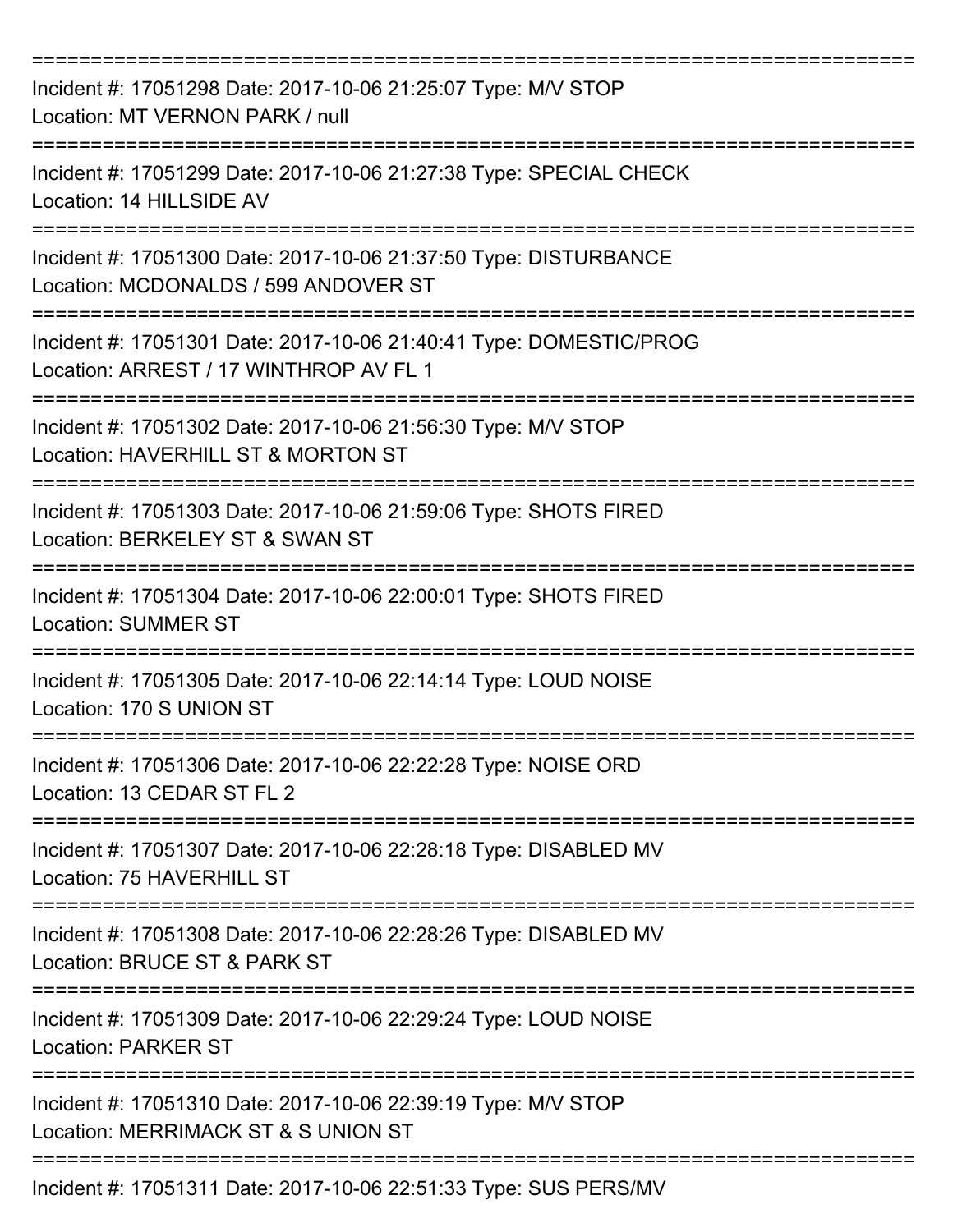===========================================================================

Incident #: 17051298 Date: 2017-10-06 21:25:07 Type: M/V STOP
Location: MT VERNON PARK / null

===========================================================================

Incident #: 17051299 Date: 2017-10-06 21:27:38 Type: SPECIAL CHECK
Location: 14 HILLSIDE AV

===========================================================================

Incident #: 17051300 Date: 2017-10-06 21:37:50 Type: DISTURBANCE
Location: MCDONALDS / 599 ANDOVER ST

===========================================================================

Incident #: 17051301 Date: 2017-10-06 21:40:41 Type: DOMESTIC/PROG
Location: ARREST / 17 WINTHROP AV FL 1

===========================================================================

Incident #: 17051302 Date: 2017-10-06 21:56:30 Type: M/V STOP
Location: HAVERHILL ST & MORTON ST

===========================================================================

Incident #: 17051303 Date: 2017-10-06 21:59:06 Type: SHOTS FIRED
Location: BERKELEY ST & SWAN ST

===========================================================================

Incident #: 17051304 Date: 2017-10-06 22:00:01 Type: SHOTS FIRED
Location: SUMMER ST

===========================================================================

Incident #: 17051305 Date: 2017-10-06 22:14:14 Type: LOUD NOISE
Location: 170 S UNION ST

===========================================================================

Incident #: 17051306 Date: 2017-10-06 22:22:28 Type: NOISE ORD
Location: 13 CEDAR ST FL 2

===========================================================================

Incident #: 17051307 Date: 2017-10-06 22:28:18 Type: DISABLED MV
Location: 75 HAVERHILL ST

===========================================================================

Incident #: 17051308 Date: 2017-10-06 22:28:26 Type: DISABLED MV
Location: BRUCE ST & PARK ST

===========================================================================

Incident #: 17051309 Date: 2017-10-06 22:29:24 Type: LOUD NOISE
Location: PARKER ST

===========================================================================

Incident #: 17051310 Date: 2017-10-06 22:39:19 Type: M/V STOP
Location: MERRIMACK ST & S UNION ST

===========================================================================

Incident #: 17051311 Date: 2017-10-06 22:51:33 Type: SUS PERS/MV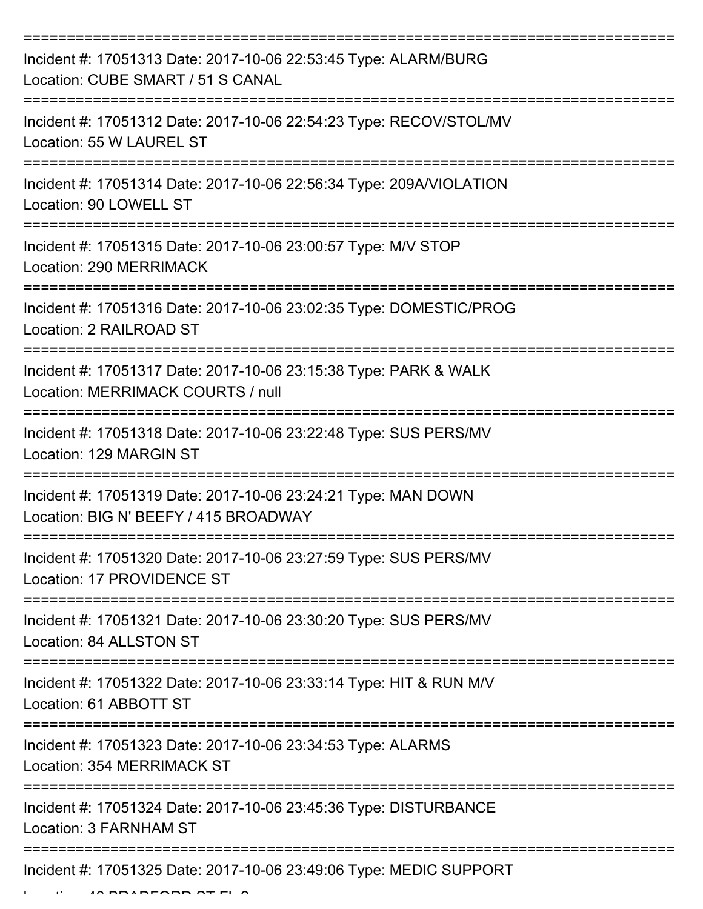===========================================================================

Incident #: 17051313 Date: 2017-10-06 22:53:45 Type: ALARM/BURG
Location: CUBE SMART / 51 S CANAL

===========================================================================

Incident #: 17051312 Date: 2017-10-06 22:54:23 Type: RECOV/STOL/MV
Location: 55 W LAUREL ST

===========================================================================

Incident #: 17051314 Date: 2017-10-06 22:56:34 Type: 209A/VIOLATION
Location: 90 LOWELL ST

===========================================================================

Incident #: 17051315 Date: 2017-10-06 23:00:57 Type: M/V STOP
Location: 290 MERRIMACK

===========================================================================

Incident #: 17051316 Date: 2017-10-06 23:02:35 Type: DOMESTIC/PROG
Location: 2 RAILROAD ST

===========================================================================

Incident #: 17051317 Date: 2017-10-06 23:15:38 Type: PARK & WALK
Location: MERRIMACK COURTS / null

===========================================================================

Incident #: 17051318 Date: 2017-10-06 23:22:48 Type: SUS PERS/MV
Location: 129 MARGIN ST

===========================================================================

Incident #: 17051319 Date: 2017-10-06 23:24:21 Type: MAN DOWN
Location: BIG N' BEEFY / 415 BROADWAY

===========================================================================

Incident #: 17051320 Date: 2017-10-06 23:27:59 Type: SUS PERS/MV
Location: 17 PROVIDENCE ST

===========================================================================

Incident #: 17051321 Date: 2017-10-06 23:30:20 Type: SUS PERS/MV
Location: 84 ALLSTON ST

===========================================================================

Incident #: 17051322 Date: 2017-10-06 23:33:14 Type: HIT & RUN M/V
Location: 61 ABBOTT ST

===========================================================================

Incident #: 17051323 Date: 2017-10-06 23:34:53 Type: ALARMS
Location: 354 MERRIMACK ST

===========================================================================

Incident #: 17051324 Date: 2017-10-06 23:45:36 Type: DISTURBANCE
Location: 3 FARNHAM ST

===========================================================================

Incident #: 17051325 Date: 2017-10-06 23:49:06 Type: MEDIC SUPPORT
Location: 46 BRADFORD ST FL 2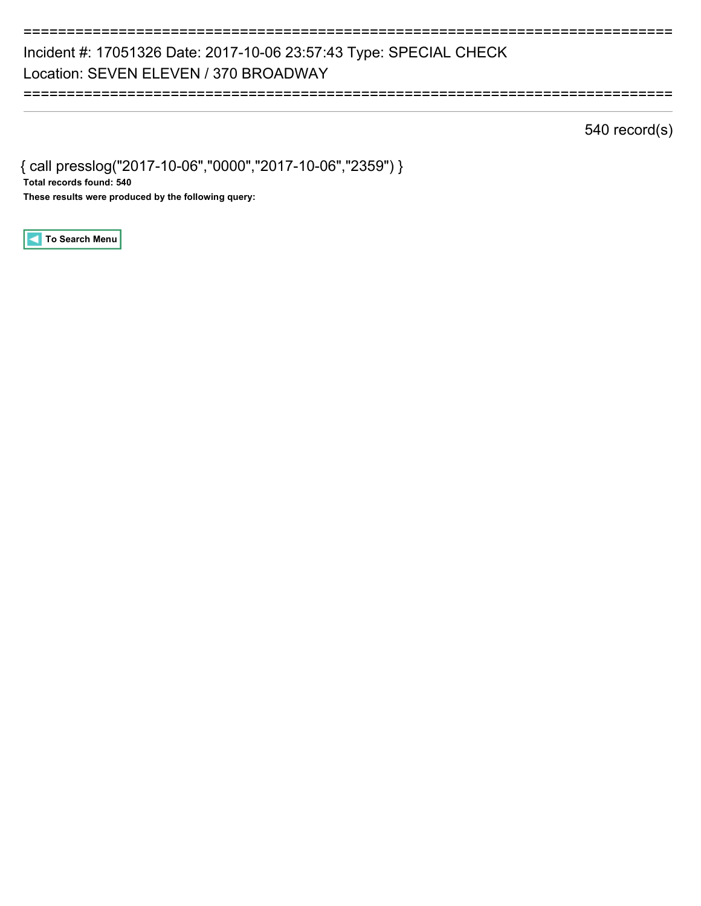===========================================================================
Incident #: 17051326 Date: 2017-10-06 23:57:43 Type: SPECIAL CHECK
Location: SEVEN ELEVEN / 370 BROADWAY
===========================================================================

540 record(s)

{ call presslog("2017-10-06","0000","2017-10-06","2359") }

**Total records found: 540**

**These results were produced by the following query:**

**To Search Menu**